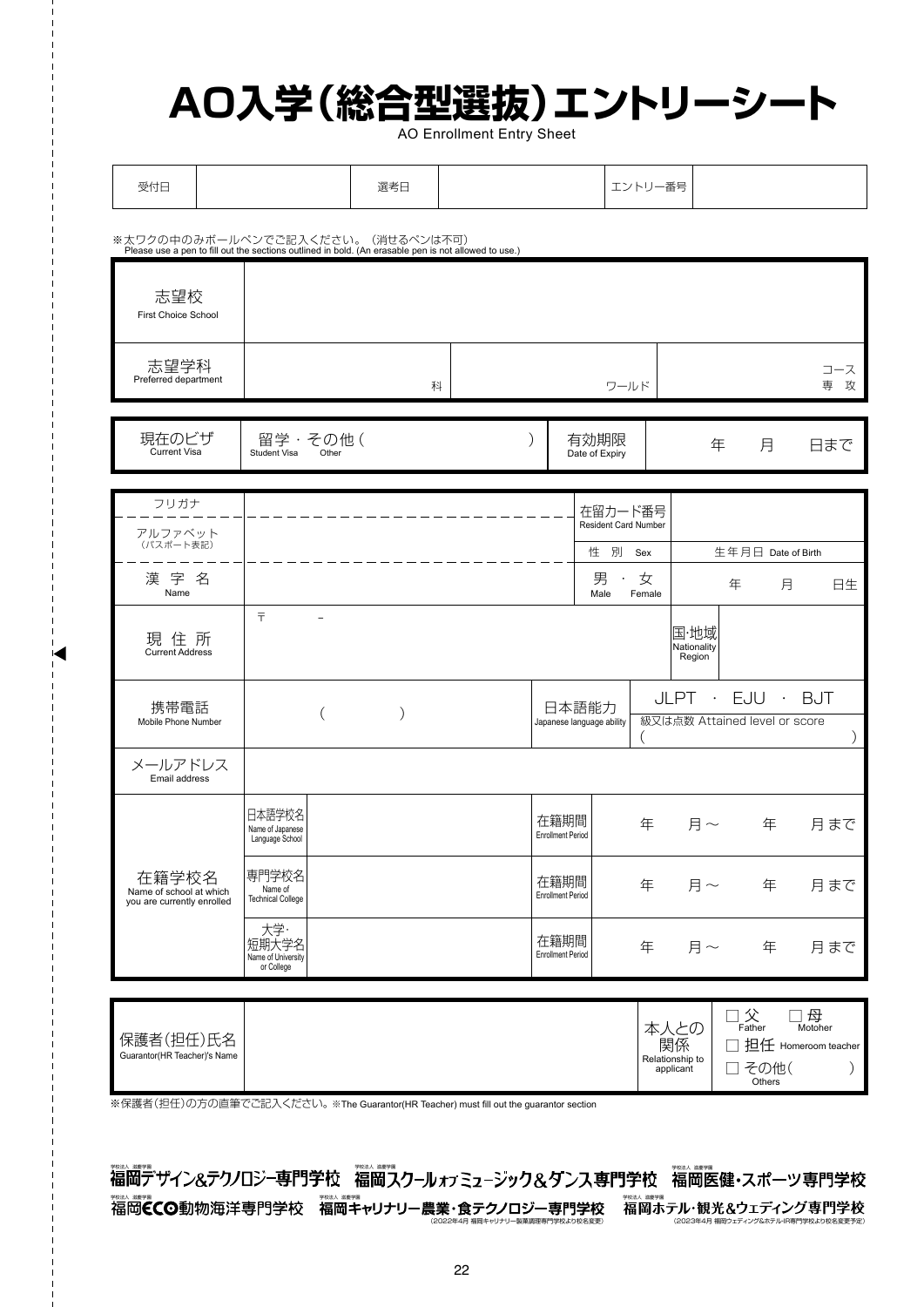# AO入学（総合型選抜）エントリーシート

AO Enrollment Entry Sheet

| 受付日 | | 選考日 | | エントリー番号 | |
|---|---|---|---|---|---|

※太ワクの中のみボールペンでご記入ください。（消せるペンは不可）
Please use a pen to fill out the sections outlined in bold. (An erasable pen is not allowed to use.)

| 志望校 First Choice School | | | |
|---|---|---|---|
| 志望学科 Preferred department | 科 | ワールド | コース 専攻 |

| 現在のビザ Current Visa | 留学・その他（ ） Student Visa Other | 有効期限 Date of Expiry | 年 月 日まで |
|---|---|---|---|

| フリガナ / アルファベット（パスポート表記） | | 在留カード番号 Resident Card Number | | |
|---|---|---|---|---|
| | | 性別 Sex | 生年月日 Date of Birth | |
| 漢字名 Name | | 男・女 Male Female | 年 月 日生 | |
| 現住所 Current Address | 〒 － | | 国･地域 Nationality Region | |
| 携帯電話 Mobile Phone Number | （ ） | 日本語能力 Japanese language ability | JLPT ・ EJU ・ BJT 級又は点数 Attained level or score （ ） | |
| メールアドレス Email address | | | | |

| 在籍学校名 Name of school at which you are currently enrolled | | | | |
|---|---|---|---|---|
| | 日本語学校名 Name of Japanese Language School | | 在籍期間 Enrollment Period | 年 月～ 年 月まで |
| | 専門学校名 Name of Technical College | | 在籍期間 Enrollment Period | 年 月～ 年 月まで |
| | 大学･短期大学名 Name of University or College | | 在籍期間 Enrollment Period | 年 月～ 年 月まで |

| 保護者（担任）氏名 Guarantor(HR Teacher)'s Name | | 本人との関係 Relationship to applicant | □父 Father □母 Motoher □担任 Homeroom teacher □その他（ ） Others |
|---|---|---|---|

※保護者（担任）の方の直筆でご記入ください。※The Guarantor(HR Teacher) must fill out the guarantor section

学校法人 滋慶学園 福岡デザイン&テクノロジー専門学校　学校法人 滋慶学園 福岡スクールオブミュージック&ダンス専門学校　学校法人 滋慶学園 福岡医健・スポーツ専門学校

学校法人 滋慶学園 福岡ECO動物海洋専門学校　学校法人 滋慶学園 福岡キャリナリー農業・食テクノロジー専門学校（2022年4月 福岡キャリナリー製菓調理専門学校より校名変更）　学校法人 滋慶学園 福岡ホテル・観光&ウェディング専門学校（2023年4月 福岡ウェディング&ホテル･IR専門学校より校名変更予定）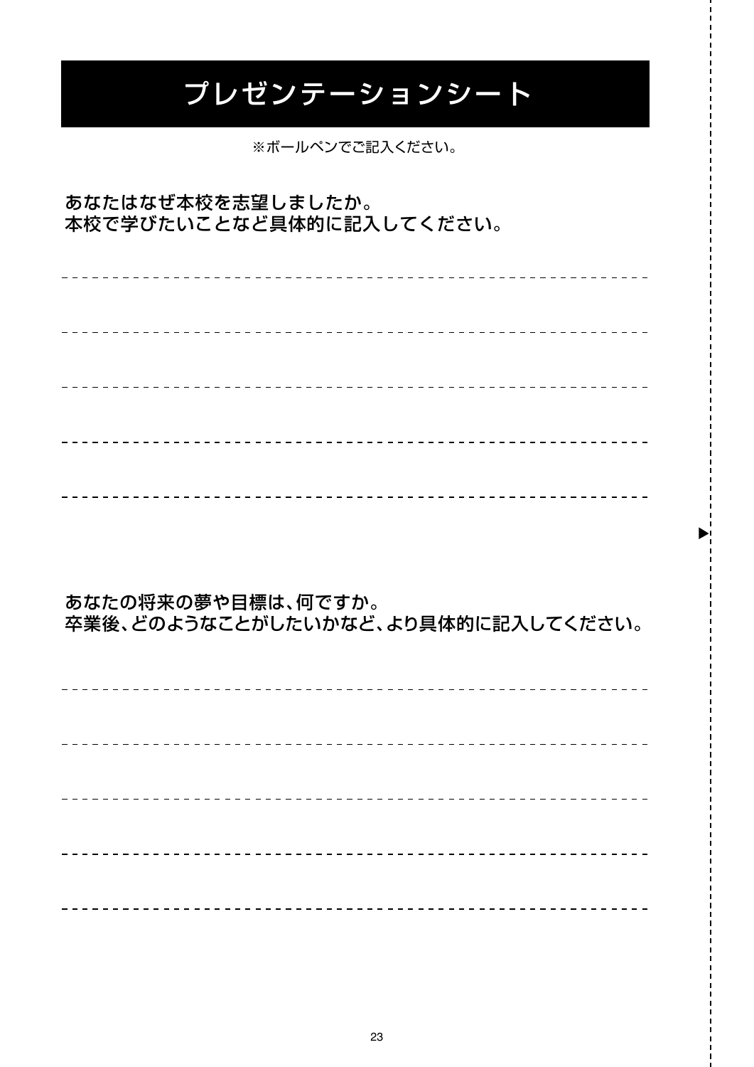# プレゼンテーションシート

※ボールペンでご記入ください。

あなたはなぜ本校を志望しましたか。
本校で学びたいことなど具体的に記入してください。

あなたの将来の夢や目標は、何ですか。
卒業後、どのようなことがしたいかなど、より具体的に記入してください。